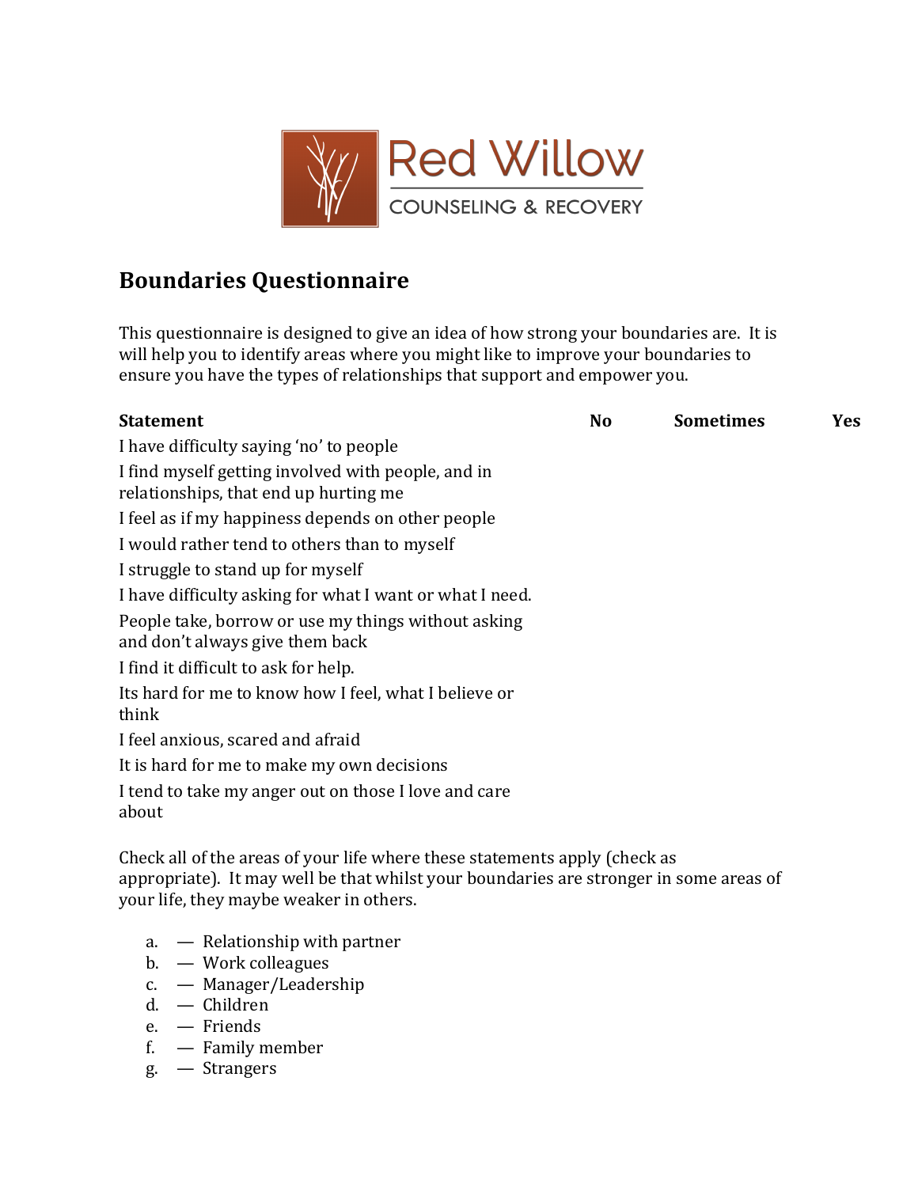Red Willow
COUNSELING & RECOVERY

# Boundaries Questionnaire

This questionnaire is designed to give an idea of how strong your boundaries are. It is will help you to identify areas where you might like to improve your boundaries to ensure you have the types of relationships that support and empower you.

| Statement | No | Sometimes | Yes |
| --- | --- | --- | --- |
| I have difficulty saying 'no' to people | | | |
| I find myself getting involved with people, and in relationships, that end up hurting me | | | |
| I feel as if my happiness depends on other people | | | |
| I would rather tend to others than to myself | | | |
| I struggle to stand up for myself | | | |
| I have difficulty asking for what I want or what I need. | | | |
| People take, borrow or use my things without asking and don't always give them back | | | |
| I find it difficult to ask for help. | | | |
| Its hard for me to know how I feel, what I believe or think | | | |
| I feel anxious, scared and afraid | | | |
| It is hard for me to make my own decisions | | | |
| I tend to take my anger out on those I love and care about | | | |

Check all of the areas of your life where these statements apply (check as appropriate). It may well be that whilst your boundaries are stronger in some areas of your life, they maybe weaker in others.

a. — Relationship with partner
b. — Work colleagues
c. — Manager/Leadership
d. — Children
e. — Friends
f. — Family member
g. — Strangers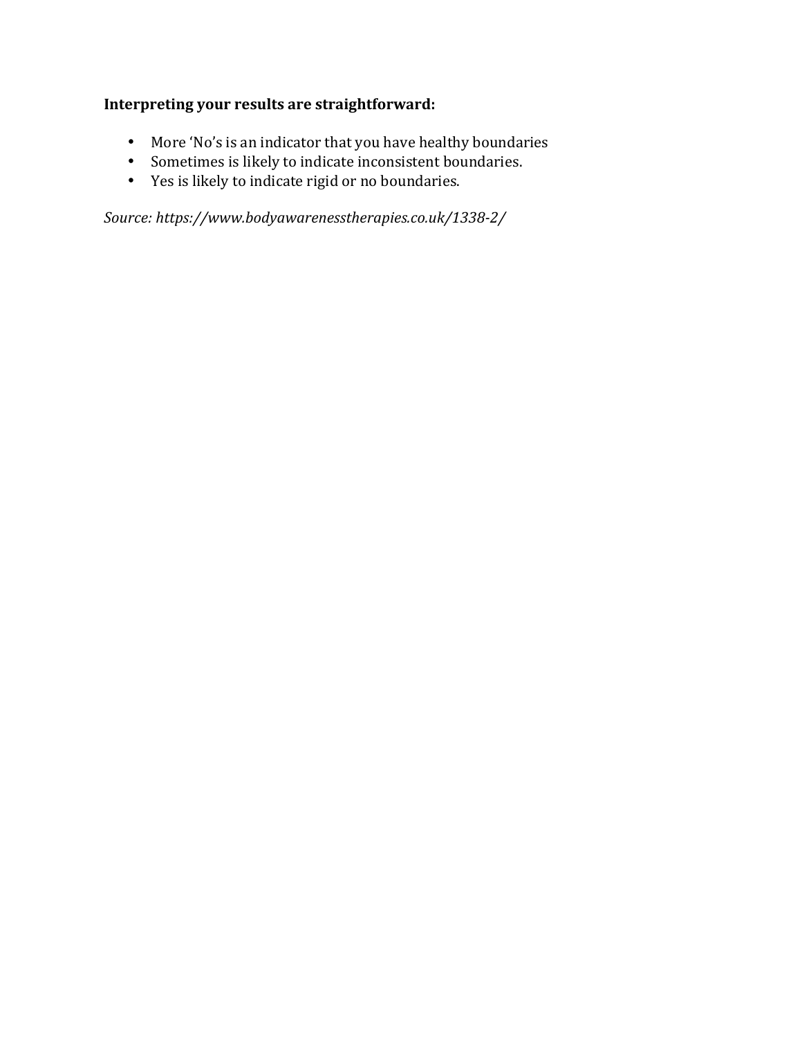**Interpreting your results are straightforward:**

- More 'No's is an indicator that you have healthy boundaries
- Sometimes is likely to indicate inconsistent boundaries.
- Yes is likely to indicate rigid or no boundaries.

*Source: https://www.bodyawarenesstherapies.co.uk/1338-2/*